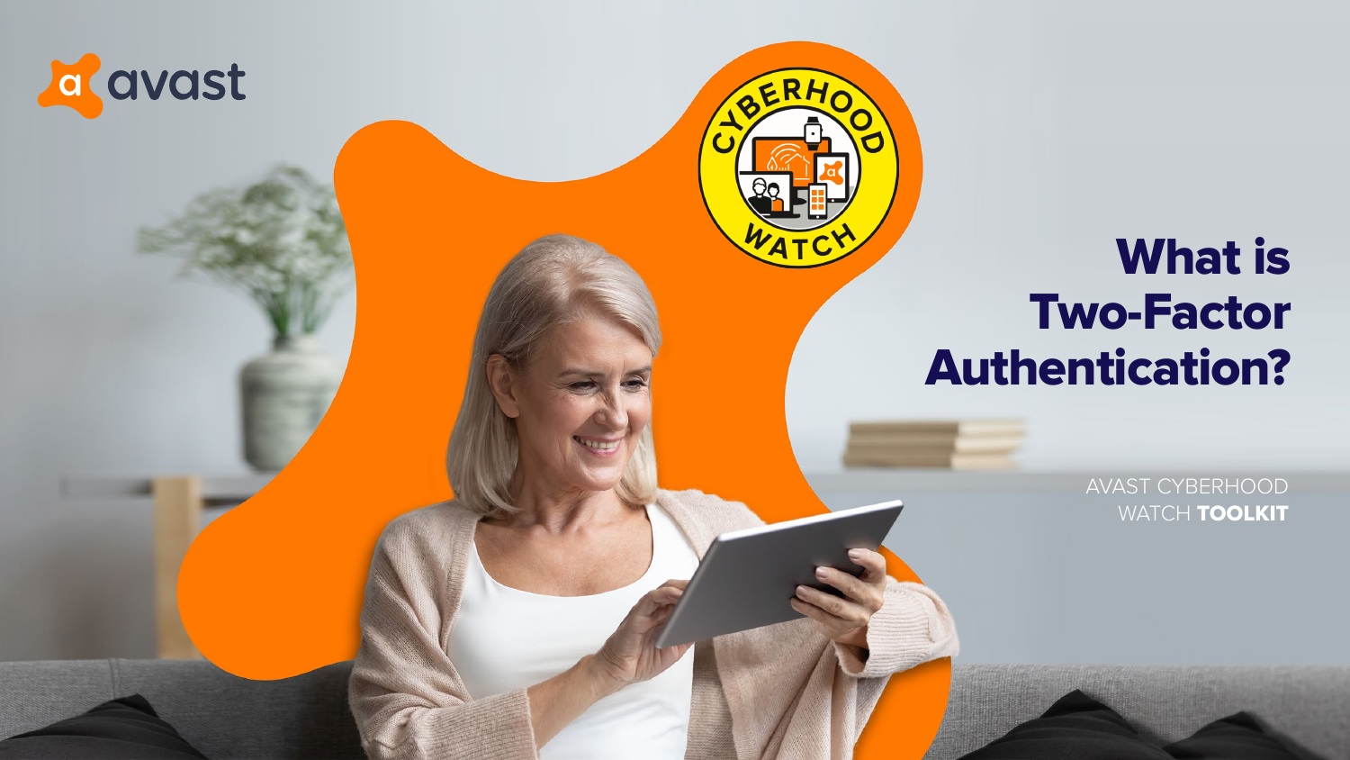avast

# What is Two-Factor Authentication?

AVAST CYBERHOOD WATCH **TOOLKIT**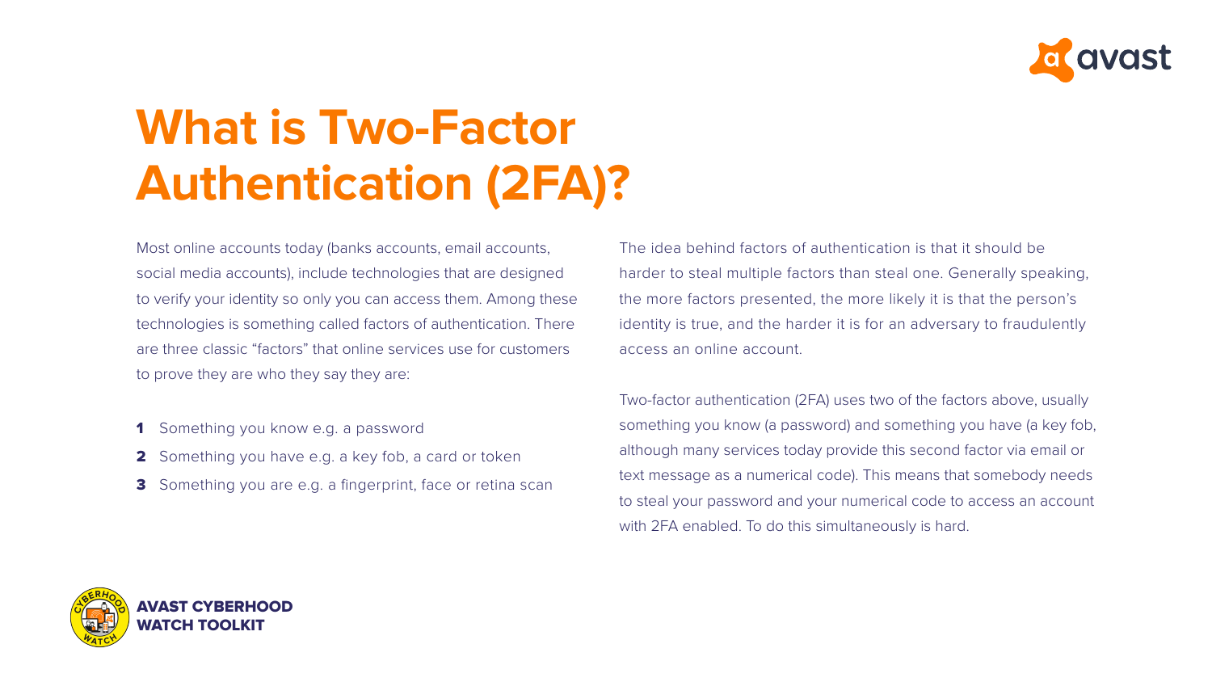# What is Two-Factor Authentication (2FA)?

Most online accounts today (banks accounts, email accounts, social media accounts), include technologies that are designed to verify your identity so only you can access them. Among these technologies is something called factors of authentication. There are three classic "factors" that online services use for customers to prove they are who they say they are:

1. Something you know e.g. a password
2. Something you have e.g. a key fob, a card or token
3. Something you are e.g. a fingerprint, face or retina scan

The idea behind factors of authentication is that it should be harder to steal multiple factors than steal one. Generally speaking, the more factors presented, the more likely it is that the person's identity is true, and the harder it is for an adversary to fraudulently access an online account.

Two-factor authentication (2FA) uses two of the factors above, usually something you know (a password) and something you have (a key fob, although many services today provide this second factor via email or text message as a numerical code). This means that somebody needs to steal your password and your numerical code to access an account with 2FA enabled. To do this simultaneously is hard.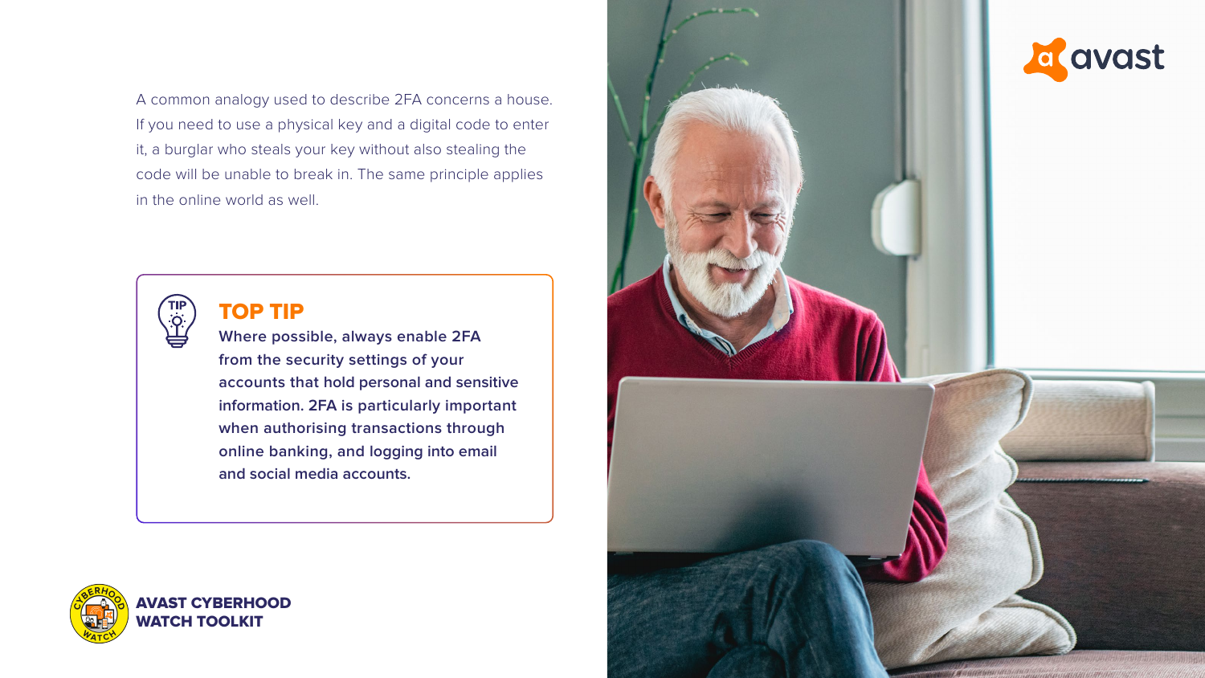A common analogy used to describe 2FA concerns a house. If you need to use a physical key and a digital code to enter it, a burglar who steals your key without also stealing the code will be unable to break in. The same principle applies in the online world as well.

## TOP TIP

**Where possible, always enable 2FA from the security settings of your accounts that hold personal and sensitive information. 2FA is particularly important when authorising transactions through online banking, and logging into email and social media accounts.**